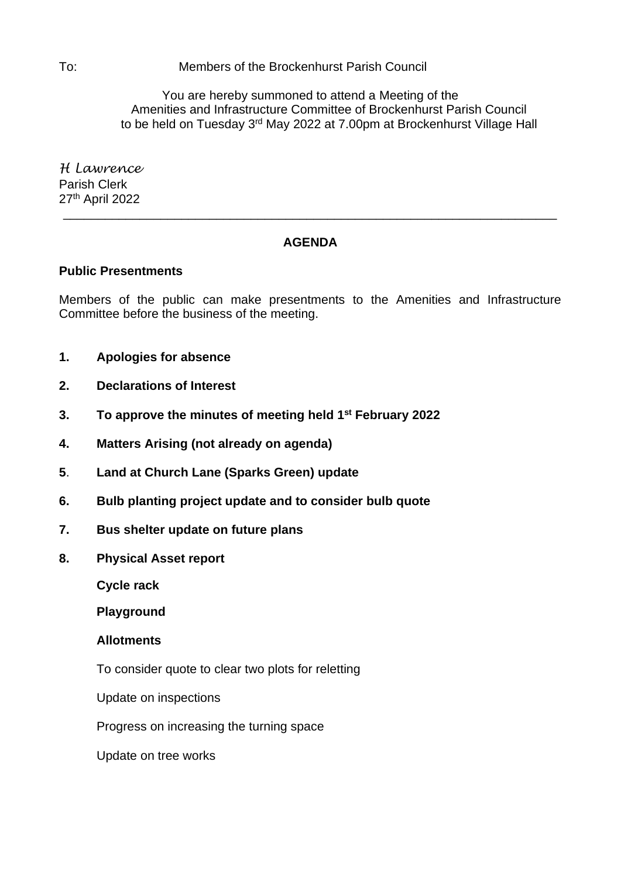To: Members of the Brockenhurst Parish Council

You are hereby summoned to attend a Meeting of the Amenities and Infrastructure Committee of Brockenhurst Parish Council to be held on Tuesday 3rd May 2022 at 7.00pm at Brockenhurst Village Hall

*H Lawrence*
Parish Clerk
27th April 2022

---

## AGENDA

**Public Presentments**

Members of the public can make presentments to the Amenities and Infrastructure Committee before the business of the meeting.

1. **Apologies for absence**
2. **Declarations of Interest**
3. **To approve the minutes of meeting held 1st February 2022**
4. **Matters Arising (not already on agenda)**
5. **Land at Church Lane (Sparks Green) update**
6. **Bulb planting project update and to consider bulb quote**
7. **Bus shelter update on future plans**
8. **Physical Asset report**

   **Cycle rack**

   **Playground**

   **Allotments**

   To consider quote to clear two plots for reletting

   Update on inspections

   Progress on increasing the turning space

   Update on tree works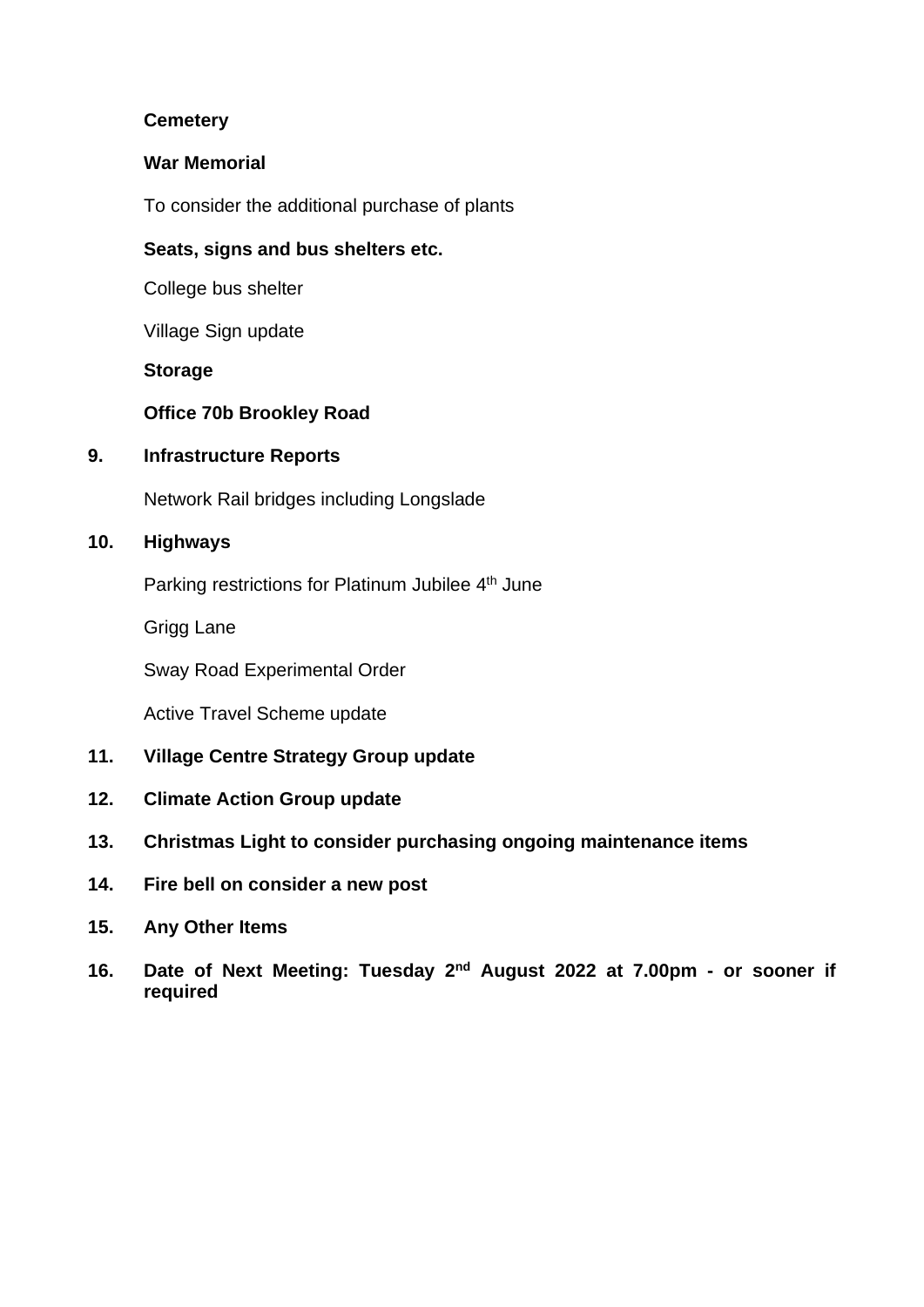**Cemetery**

**War Memorial**

To consider the additional purchase of plants

**Seats, signs and bus shelters etc.**

College bus shelter

Village Sign update

**Storage**

**Office 70b Brookley Road**

**9. Infrastructure Reports**

Network Rail bridges including Longslade

**10. Highways**

Parking restrictions for Platinum Jubilee 4th June

Grigg Lane

Sway Road Experimental Order

Active Travel Scheme update

**11. Village Centre Strategy Group update**

**12. Climate Action Group update**

**13. Christmas Light to consider purchasing ongoing maintenance items**

**14. Fire bell on consider a new post**

**15. Any Other Items**

**16. Date of Next Meeting: Tuesday 2nd August 2022 at 7.00pm - or sooner if required**